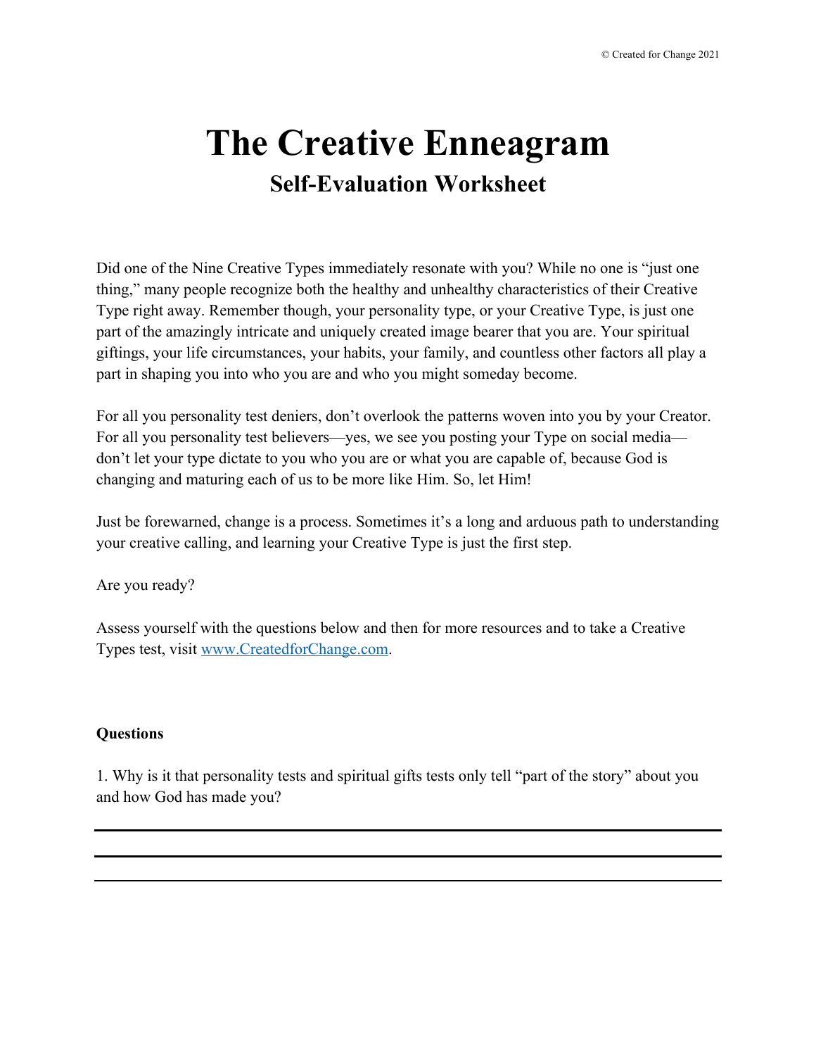# The Creative Enneagram

## Self-Evaluation Worksheet

Did one of the Nine Creative Types immediately resonate with you? While no one is "just one thing," many people recognize both the healthy and unhealthy characteristics of their Creative Type right away. Remember though, your personality type, or your Creative Type, is just one part of the amazingly intricate and uniquely created image bearer that you are. Your spiritual giftings, your life circumstances, your habits, your family, and countless other factors all play a part in shaping you into who you are and who you might someday become.

For all you personality test deniers, don't overlook the patterns woven into you by your Creator. For all you personality test believers—yes, we see you posting your Type on social media—don't let your type dictate to you who you are or what you are capable of, because God is changing and maturing each of us to be more like Him. So, let Him!

Just be forewarned, change is a process. Sometimes it's a long and arduous path to understanding your creative calling, and learning your Creative Type is just the first step.

Are you ready?

Assess yourself with the questions below and then for more resources and to take a Creative Types test, visit [www.CreatedforChange.com](http://www.CreatedforChange.com).

**Questions**

1. Why is it that personality tests and spiritual gifts tests only tell "part of the story" about you and how God has made you?

---

---

---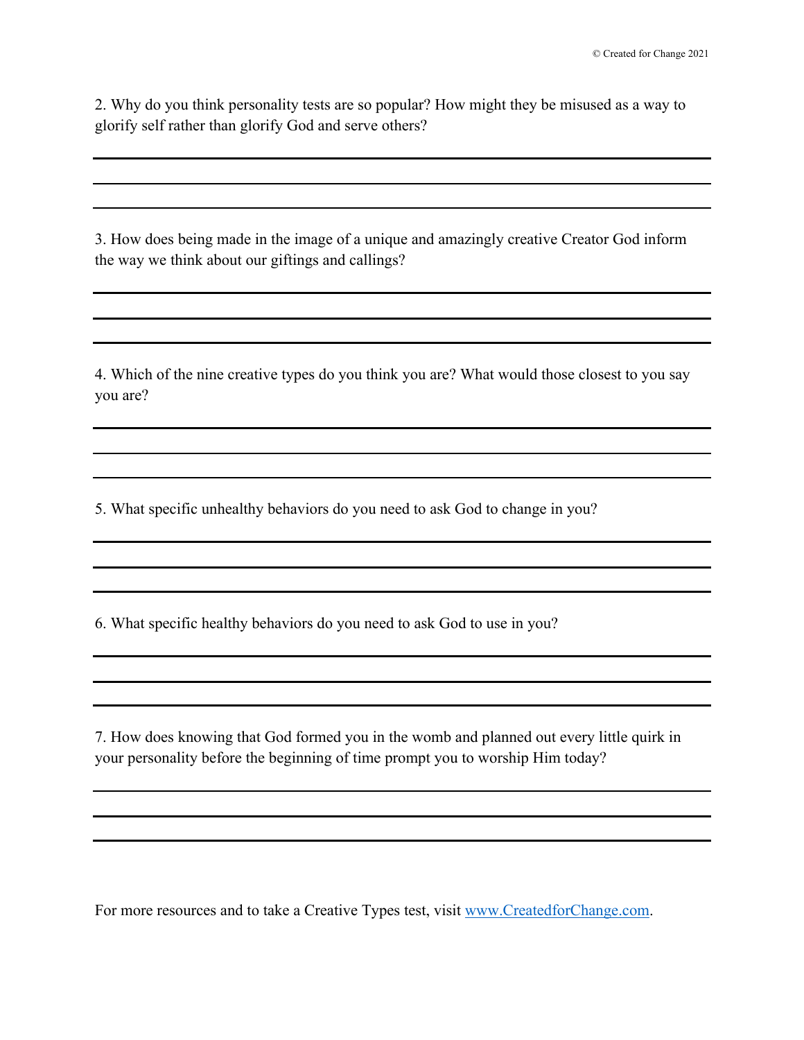2. Why do you think personality tests are so popular? How might they be misused as a way to glorify self rather than glorify God and serve others?

3. How does being made in the image of a unique and amazingly creative Creator God inform the way we think about our giftings and callings?

4. Which of the nine creative types do you think you are? What would those closest to you say you are?

5. What specific unhealthy behaviors do you need to ask God to change in you?

6. What specific healthy behaviors do you need to ask God to use in you?

7. How does knowing that God formed you in the womb and planned out every little quirk in your personality before the beginning of time prompt you to worship Him today?

For more resources and to take a Creative Types test, visit [www.CreatedforChange.com](http://www.CreatedforChange.com).